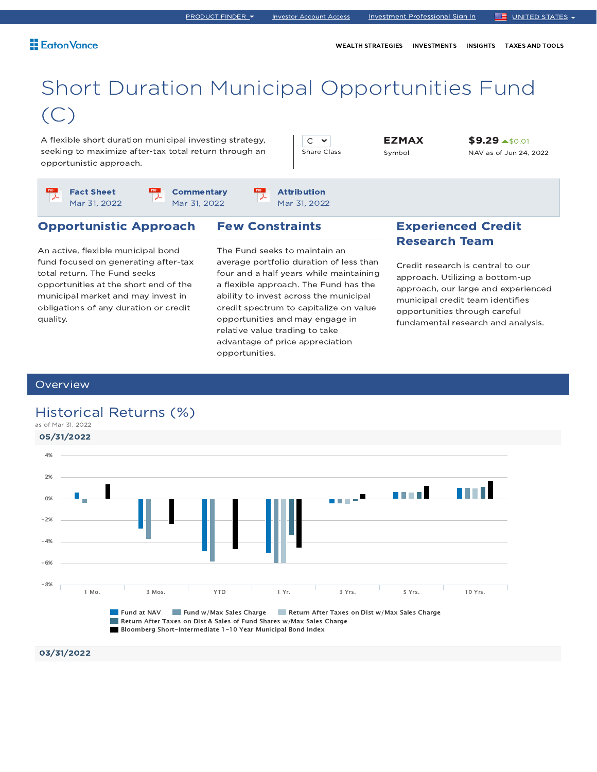PRODUCT FINDER | Investor Account Access | Investment Professional Sign In | UNITED STATES

Eaton Vance

WEALTH STRATEGIES | INVESTMENTS | INSIGHTS | TAXES AND TOOLS

# Short Duration Municipal Opportunities Fund (C)

A flexible short duration municipal investing strategy, seeking to maximize after-tax total return through an opportunistic approach.

| Share Class | Symbol | NAV as of Jun 24, 2022 |
|---|---|---|
| C | EZMAX | $9.29 ▲$0.01 |

**Fact Sheet** Mar 31, 2022

**Commentary** Mar 31, 2022

**Attribution** Mar 31, 2022

## Opportunistic Approach

An active, flexible municipal bond fund focused on generating after-tax total return. The Fund seeks opportunities at the short end of the municipal market and may invest in obligations of any duration or credit quality.

## Few Constraints

The Fund seeks to maintain an average portfolio duration of less than four and a half years while maintaining a flexible approach. The Fund has the ability to invest across the municipal credit spectrum to capitalize on value opportunities and may engage in relative value trading to take advantage of price appreciation opportunities.

## Experienced Credit Research Team

Credit research is central to our approach. Utilizing a bottom-up approach, our large and experienced municipal credit team identifies opportunities through careful fundamental research and analysis.

## Overview

### Historical Returns (%)

as of Mar 31, 2022

**05/31/2022**

4%
2%
0%
-2%
-4%
-6%
-8%

1 Mo. | 3 Mos. | YTD | 1 Yr. | 3 Yrs. | 5 Yrs. | 10 Yrs.

Fund at NAV | Fund w/Max Sales Charge | Return After Taxes on Dist w/Max Sales Charge | Return After Taxes on Dist & Sales of Fund Shares w/Max Sales Charge | Bloomberg Short-Intermediate 1-10 Year Municipal Bond Index

**03/31/2022**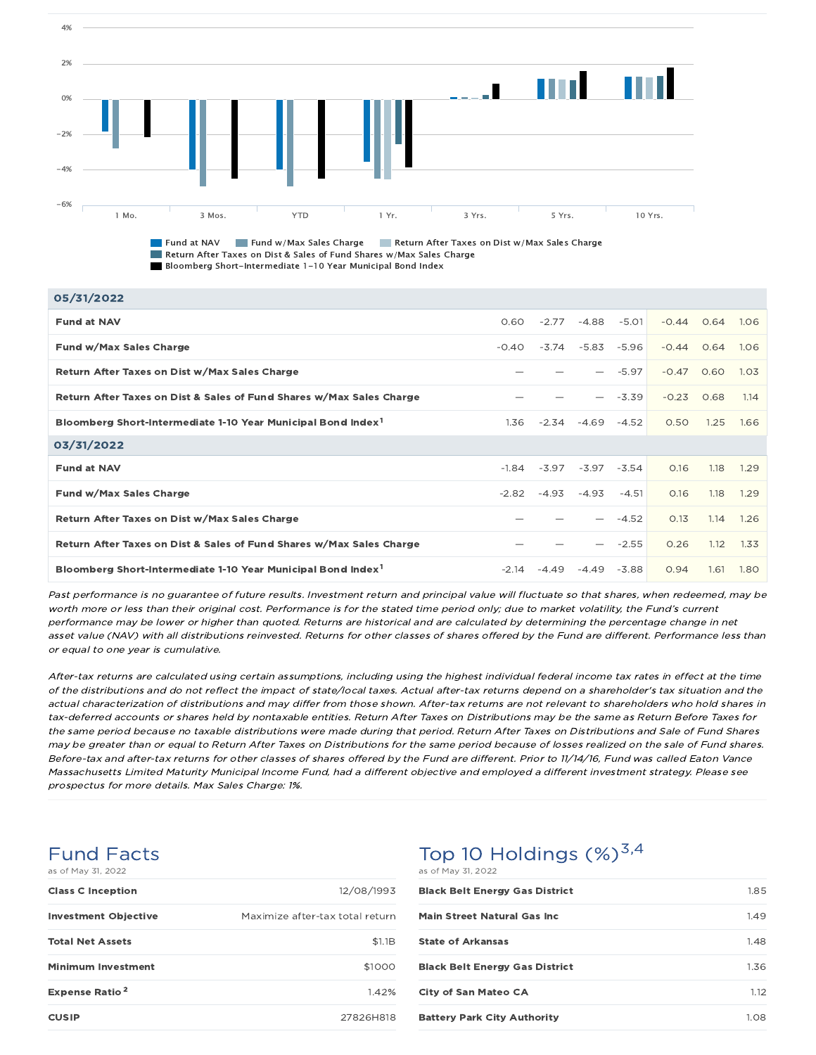Legend: Fund at NAV | Fund w/Max Sales Charge | Return After Taxes on Dist w/Max Sales Charge | Return After Taxes on Dist & Sales of Fund Shares w/Max Sales Charge | Bloomberg Short-Intermediate 1-10 Year Municipal Bond Index

| | 1 Mo. | 3 Mos. | YTD | 1 Yr. | 3 Yrs. | 5 Yrs. | 10 Yrs. |
|---|---|---|---|---|---|---|---|
| **05/31/2022** | | | | | | | |
| **Fund at NAV** | 0.60 | -2.77 | -4.88 | -5.01 | -0.44 | 0.64 | 1.06 |
| **Fund w/Max Sales Charge** | -0.40 | -3.74 | -5.83 | -5.96 | -0.44 | 0.64 | 1.06 |
| **Return After Taxes on Dist w/Max Sales Charge** | — | — | — | -5.97 | -0.47 | 0.60 | 1.03 |
| **Return After Taxes on Dist & Sales of Fund Shares w/Max Sales Charge** | — | — | — | -3.39 | -0.23 | 0.68 | 1.14 |
| **Bloomberg Short-Intermediate 1-10 Year Municipal Bond Index**[1] | 1.36 | -2.34 | -4.69 | -4.52 | 0.50 | 1.25 | 1.66 |
| **03/31/2022** | | | | | | | |
| **Fund at NAV** | -1.84 | -3.97 | -3.97 | -3.54 | 0.16 | 1.18 | 1.29 |
| **Fund w/Max Sales Charge** | -2.82 | -4.93 | -4.93 | -4.51 | 0.16 | 1.18 | 1.29 |
| **Return After Taxes on Dist w/Max Sales Charge** | — | — | — | -4.52 | 0.13 | 1.14 | 1.26 |
| **Return After Taxes on Dist & Sales of Fund Shares w/Max Sales Charge** | — | — | — | -2.55 | 0.26 | 1.12 | 1.33 |
| **Bloomberg Short-Intermediate 1-10 Year Municipal Bond Index**[1] | -2.14 | -4.49 | -4.49 | -3.88 | 0.94 | 1.61 | 1.80 |

*Past performance is no guarantee of future results. Investment return and principal value will fluctuate so that shares, when redeemed, may be worth more or less than their original cost. Performance is for the stated time period only; due to market volatility, the Fund's current performance may be lower or higher than quoted. Returns are historical and are calculated by determining the percentage change in net asset value (NAV) with all distributions reinvested. Returns for other classes of shares offered by the Fund are different. Performance less than or equal to one year is cumulative.*

*After-tax returns are calculated using certain assumptions, including using the highest individual federal income tax rates in effect at the time of the distributions and do not reflect the impact of state/local taxes. Actual after-tax returns depend on a shareholder's tax situation and the actual characterization of distributions and may differ from those shown. After-tax returns are not relevant to shareholders who hold shares in tax-deferred accounts or shares held by nontaxable entities. Return After Taxes on Distributions may be the same as Return Before Taxes for the same period because no taxable distributions were made during that period. Return After Taxes on Distributions and Sale of Fund Shares may be greater than or equal to Return After Taxes on Distributions for the same period because of losses realized on the sale of Fund shares. Before-tax and after-tax returns for other classes of shares offered by the Fund are different. Prior to 11/14/16, Fund was called Eaton Vance Massachusetts Limited Maturity Municipal Income Fund, had a different objective and employed a different investment strategy. Please see prospectus for more details. Max Sales Charge: 1%.*

## Fund Facts

as of May 31, 2022

| | |
|---|---|
| **Class C Inception** | 12/08/1993 |
| **Investment Objective** | Maximize after-tax total return |
| **Total Net Assets** | $1.1B |
| **Minimum Investment** | $1000 |
| **Expense Ratio**[2] | 1.42% |
| **CUSIP** | 27826H818 |

## Top 10 Holdings (%)[3,4]

as of May 31, 2022

| | |
|---|---|
| **Black Belt Energy Gas District** | 1.85 |
| **Main Street Natural Gas Inc** | 1.49 |
| **State of Arkansas** | 1.48 |
| **Black Belt Energy Gas District** | 1.36 |
| **City of San Mateo CA** | 1.12 |
| **Battery Park City Authority** | 1.08 |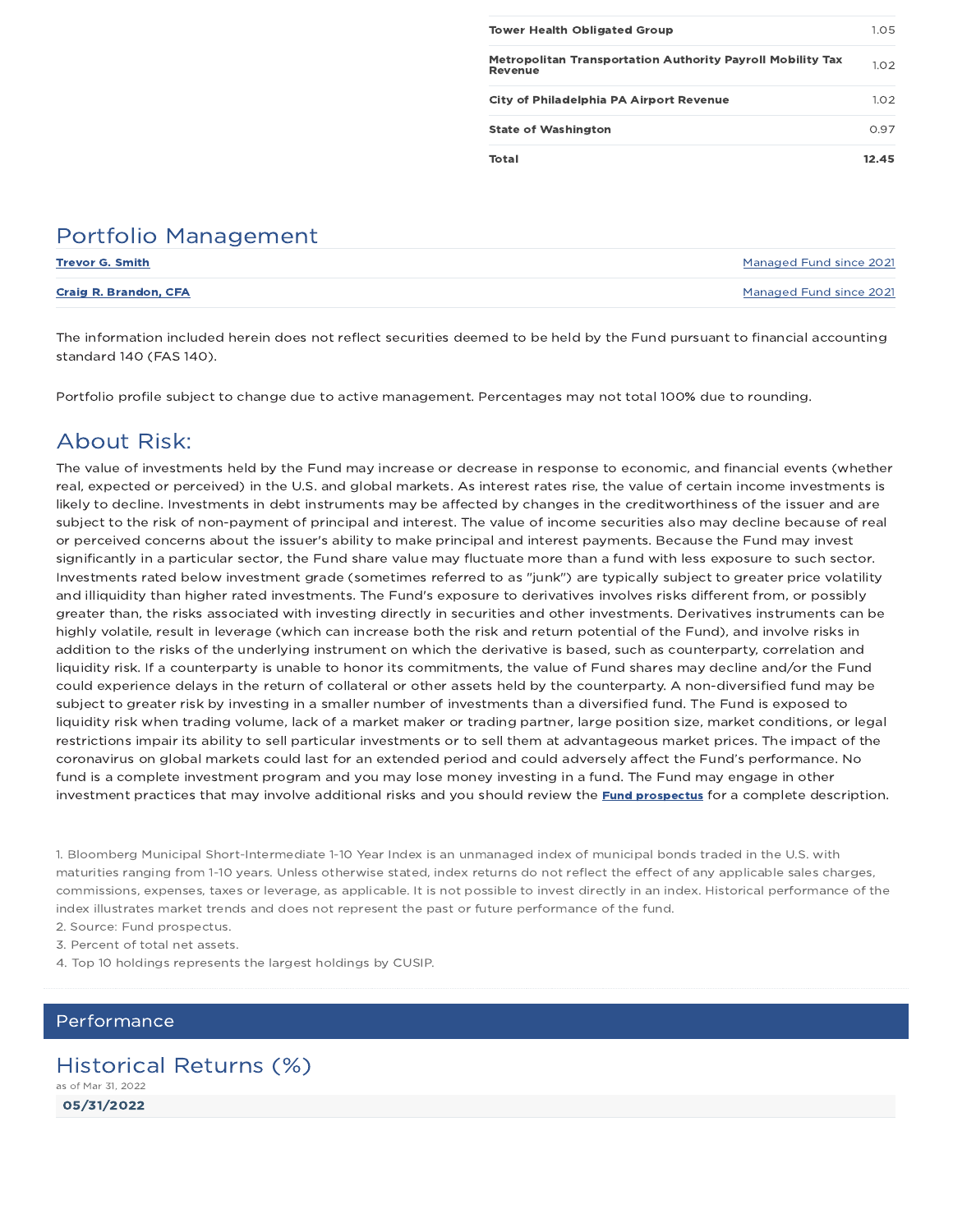| | |
|---|---|
| **Tower Health Obligated Group** | 1.05 |
| **Metropolitan Transportation Authority Payroll Mobility Tax Revenue** | 1.02 |
| **City of Philadelphia PA Airport Revenue** | 1.02 |
| **State of Washington** | 0.97 |
| **Total** | **12.45** |

## Portfolio Management

| | |
|---|---|
| **Trevor G. Smith** | Managed Fund since 2021 |
| **Craig R. Brandon, CFA** | Managed Fund since 2021 |

The information included herein does not reflect securities deemed to be held by the Fund pursuant to financial accounting standard 140 (FAS 140).

Portfolio profile subject to change due to active management. Percentages may not total 100% due to rounding.

## About Risk:

The value of investments held by the Fund may increase or decrease in response to economic, and financial events (whether real, expected or perceived) in the U.S. and global markets. As interest rates rise, the value of certain income investments is likely to decline. Investments in debt instruments may be affected by changes in the creditworthiness of the issuer and are subject to the risk of non-payment of principal and interest. The value of income securities also may decline because of real or perceived concerns about the issuer's ability to make principal and interest payments. Because the Fund may invest significantly in a particular sector, the Fund share value may fluctuate more than a fund with less exposure to such sector. Investments rated below investment grade (sometimes referred to as "junk") are typically subject to greater price volatility and illiquidity than higher rated investments. The Fund's exposure to derivatives involves risks different from, or possibly greater than, the risks associated with investing directly in securities and other investments. Derivatives instruments can be highly volatile, result in leverage (which can increase both the risk and return potential of the Fund), and involve risks in addition to the risks of the underlying instrument on which the derivative is based, such as counterparty, correlation and liquidity risk. If a counterparty is unable to honor its commitments, the value of Fund shares may decline and/or the Fund could experience delays in the return of collateral or other assets held by the counterparty. A non-diversified fund may be subject to greater risk by investing in a smaller number of investments than a diversified fund. The Fund is exposed to liquidity risk when trading volume, lack of a market maker or trading partner, large position size, market conditions, or legal restrictions impair its ability to sell particular investments or to sell them at advantageous market prices. The impact of the coronavirus on global markets could last for an extended period and could adversely affect the Fund's performance. No fund is a complete investment program and you may lose money investing in a fund. The Fund may engage in other investment practices that may involve additional risks and you should review the **Fund prospectus** for a complete description.

1. Bloomberg Municipal Short-Intermediate 1-10 Year Index is an unmanaged index of municipal bonds traded in the U.S. with maturities ranging from 1-10 years. Unless otherwise stated, index returns do not reflect the effect of any applicable sales charges, commissions, expenses, taxes or leverage, as applicable. It is not possible to invest directly in an index. Historical performance of the index illustrates market trends and does not represent the past or future performance of the fund.
2. Source: Fund prospectus.
3. Percent of total net assets.
4. Top 10 holdings represents the largest holdings by CUSIP.

# Performance

## Historical Returns (%)

as of Mar 31, 2022

**05/31/2022**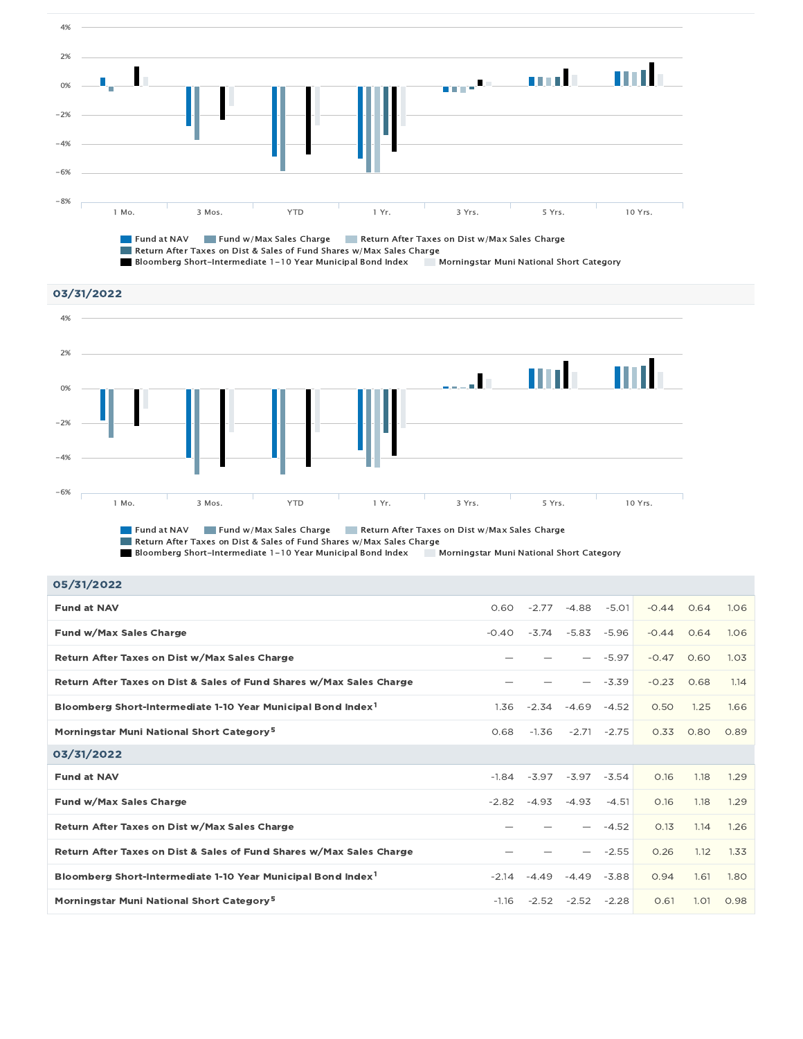4%

2%

0%

−2%

−4%

−6%

−8%

1 Mo. 3 Mos. YTD 1 Yr. 3 Yrs. 5 Yrs. 10 Yrs.

Fund at NAV | Fund w/Max Sales Charge | Return After Taxes on Dist w/Max Sales Charge | Return After Taxes on Dist & Sales of Fund Shares w/Max Sales Charge | Bloomberg Short-Intermediate 1-10 Year Municipal Bond Index | Morningstar Muni National Short Category

**03/31/2022**

4%

2%

0%

−2%

−4%

−6%

1 Mo. 3 Mos. YTD 1 Yr. 3 Yrs. 5 Yrs. 10 Yrs.

Fund at NAV | Fund w/Max Sales Charge | Return After Taxes on Dist w/Max Sales Charge | Return After Taxes on Dist & Sales of Fund Shares w/Max Sales Charge | Bloomberg Short-Intermediate 1-10 Year Municipal Bond Index | Morningstar Muni National Short Category

| **05/31/2022** | | | | | | | |
|---|---|---|---|---|---|---|---|
| **Fund at NAV** | 0.60 | -2.77 | -4.88 | -5.01 | -0.44 | 0.64 | 1.06 |
| **Fund w/Max Sales Charge** | -0.40 | -3.74 | -5.83 | -5.96 | -0.44 | 0.64 | 1.06 |
| **Return After Taxes on Dist w/Max Sales Charge** | — | — | — | -5.97 | -0.47 | 0.60 | 1.03 |
| **Return After Taxes on Dist & Sales of Fund Shares w/Max Sales Charge** | — | — | — | -3.39 | -0.23 | 0.68 | 1.14 |
| **Bloomberg Short-Intermediate 1-10 Year Municipal Bond Index[1]** | 1.36 | -2.34 | -4.69 | -4.52 | 0.50 | 1.25 | 1.66 |
| **Morningstar Muni National Short Category[5]** | 0.68 | -1.36 | -2.71 | -2.75 | 0.33 | 0.80 | 0.89 |
| **03/31/2022** | | | | | | | |
| **Fund at NAV** | -1.84 | -3.97 | -3.97 | -3.54 | 0.16 | 1.18 | 1.29 |
| **Fund w/Max Sales Charge** | -2.82 | -4.93 | -4.93 | -4.51 | 0.16 | 1.18 | 1.29 |
| **Return After Taxes on Dist w/Max Sales Charge** | — | — | — | -4.52 | 0.13 | 1.14 | 1.26 |
| **Return After Taxes on Dist & Sales of Fund Shares w/Max Sales Charge** | — | — | — | -2.55 | 0.26 | 1.12 | 1.33 |
| **Bloomberg Short-Intermediate 1-10 Year Municipal Bond Index[1]** | -2.14 | -4.49 | -4.49 | -3.88 | 0.94 | 1.61 | 1.80 |
| **Morningstar Muni National Short Category[5]** | -1.16 | -2.52 | -2.52 | -2.28 | 0.61 | 1.01 | 0.98 |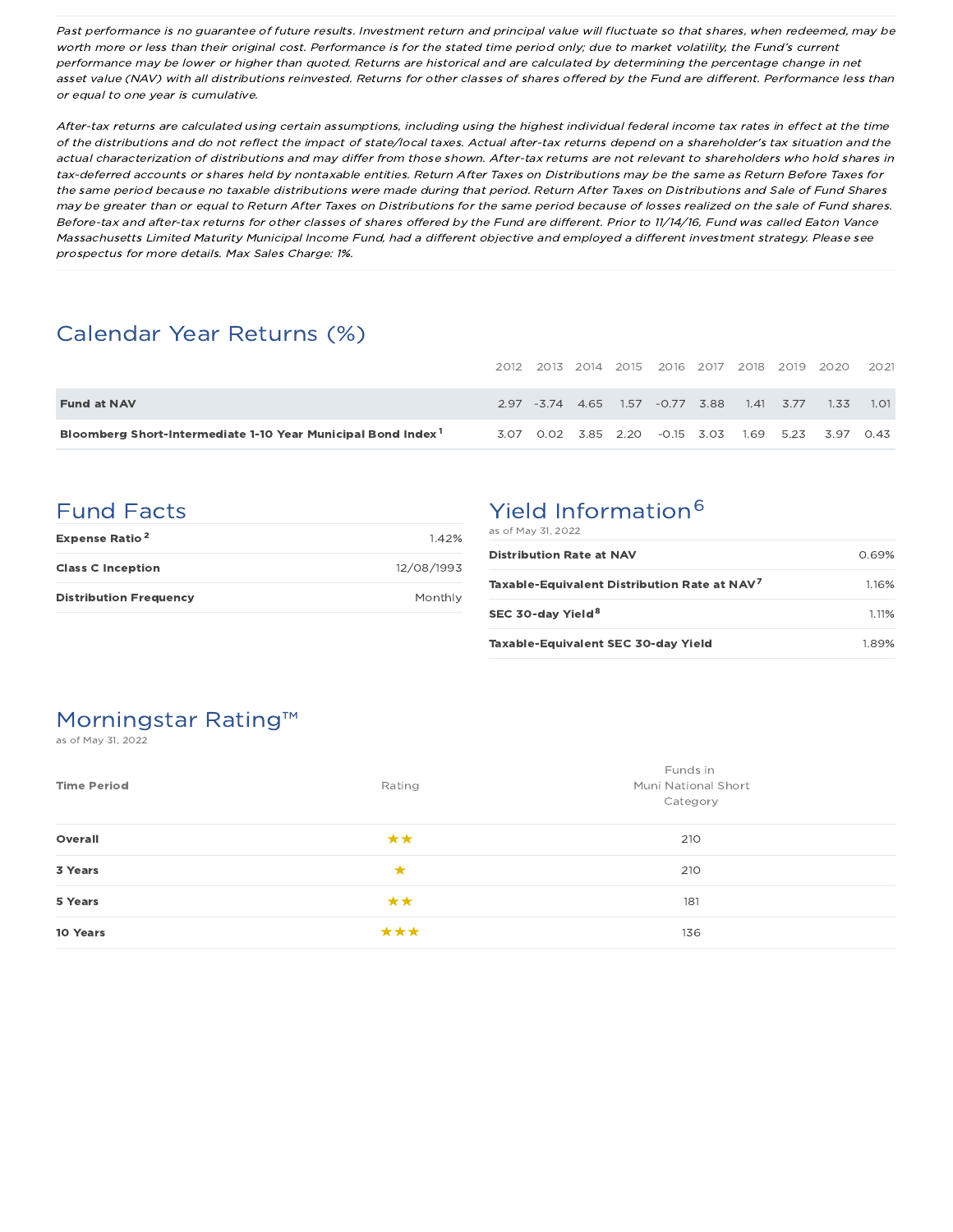*Past performance is no guarantee of future results. Investment return and principal value will fluctuate so that shares, when redeemed, may be worth more or less than their original cost. Performance is for the stated time period only; due to market volatility, the Fund's current performance may be lower or higher than quoted. Returns are historical and are calculated by determining the percentage change in net asset value (NAV) with all distributions reinvested. Returns for other classes of shares offered by the Fund are different. Performance less than or equal to one year is cumulative.*

*After-tax returns are calculated using certain assumptions, including using the highest individual federal income tax rates in effect at the time of the distributions and do not reflect the impact of state/local taxes. Actual after-tax returns depend on a shareholder's tax situation and the actual characterization of distributions and may differ from those shown. After-tax returns are not relevant to shareholders who hold shares in tax-deferred accounts or shares held by nontaxable entities. Return After Taxes on Distributions may be the same as Return Before Taxes for the same period because no taxable distributions were made during that period. Return After Taxes on Distributions and Sale of Fund Shares may be greater than or equal to Return After Taxes on Distributions for the same period because of losses realized on the sale of Fund shares. Before-tax and after-tax returns for other classes of shares offered by the Fund are different. Prior to 11/14/16, Fund was called Eaton Vance Massachusetts Limited Maturity Municipal Income Fund, had a different objective and employed a different investment strategy. Please see prospectus for more details. Max Sales Charge: 1%.*

## Calendar Year Returns (%)

| | 2012 | 2013 | 2014 | 2015 | 2016 | 2017 | 2018 | 2019 | 2020 | 2021 |
|---|---|---|---|---|---|---|---|---|---|---|
| **Fund at NAV** | 2.97 | -3.74 | 4.65 | 1.57 | -0.77 | 3.88 | 1.41 | 3.77 | 1.33 | 1.01 |
| **Bloomberg Short-Intermediate 1-10 Year Municipal Bond Index** [1] | 3.07 | 0.02 | 3.85 | 2.20 | -0.15 | 3.03 | 1.69 | 5.23 | 3.97 | 0.43 |

## Fund Facts

| | |
|---|---|
| **Expense Ratio** [2] | 1.42% |
| **Class C Inception** | 12/08/1993 |
| **Distribution Frequency** | Monthly |

## Yield Information [6]

as of May 31, 2022

| | |
|---|---|
| **Distribution Rate at NAV** | 0.69% |
| **Taxable-Equivalent Distribution Rate at NAV** [7] | 1.16% |
| **SEC 30-day Yield** [8] | 1.11% |
| **Taxable-Equivalent SEC 30-day Yield** | 1.89% |

## Morningstar Rating™

as of May 31, 2022

| Time Period | Rating | Funds in Muni National Short Category |
|---|---|---|
| **Overall** | ★★ | 210 |
| **3 Years** | ★ | 210 |
| **5 Years** | ★★ | 181 |
| **10 Years** | ★★★ | 136 |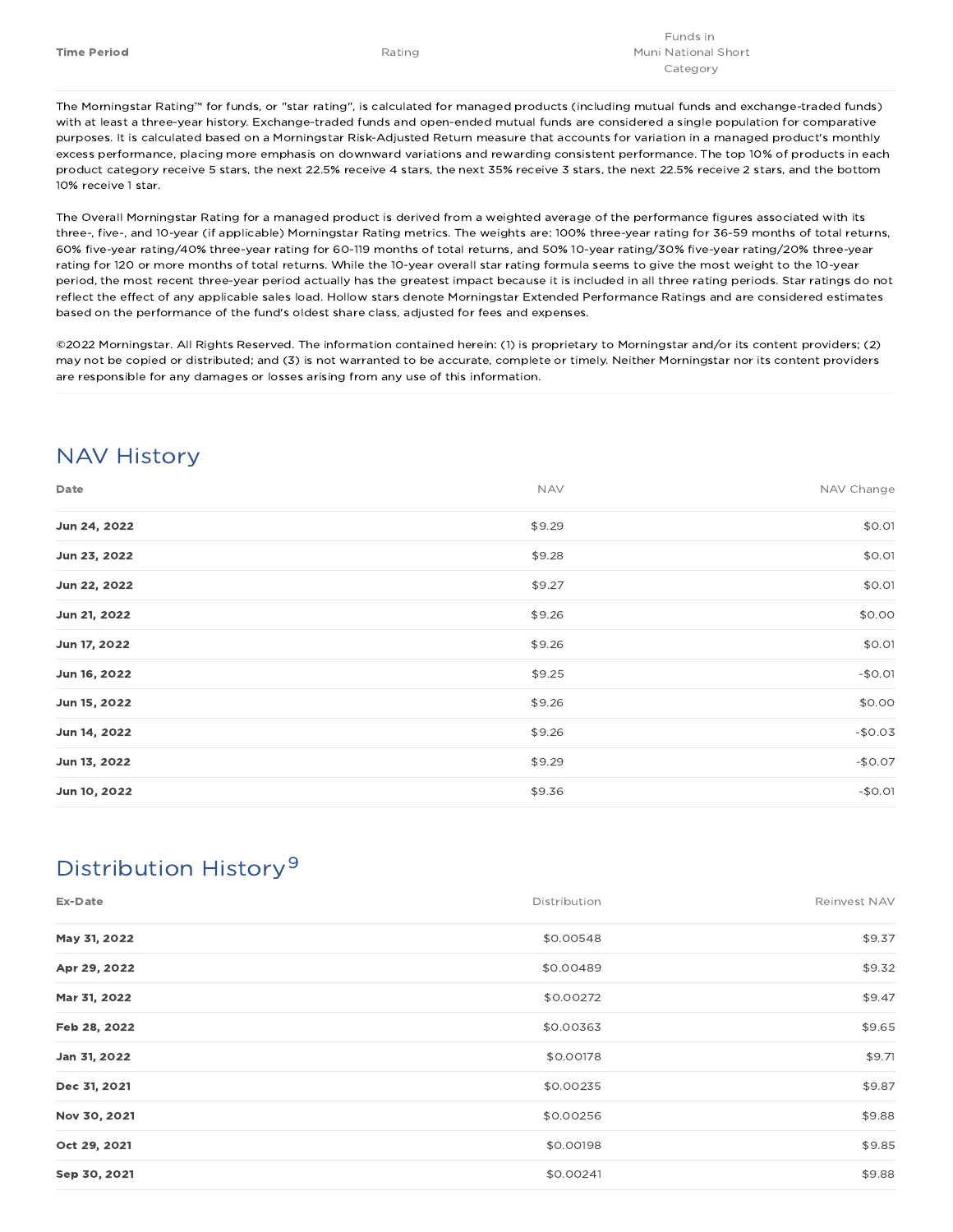| Time Period | Rating | Funds in Muni National Short Category |
|---|---|---|

The Morningstar Rating™ for funds, or "star rating", is calculated for managed products (including mutual funds and exchange-traded funds) with at least a three-year history. Exchange-traded funds and open-ended mutual funds are considered a single population for comparative purposes. It is calculated based on a Morningstar Risk-Adjusted Return measure that accounts for variation in a managed product's monthly excess performance, placing more emphasis on downward variations and rewarding consistent performance. The top 10% of products in each product category receive 5 stars, the next 22.5% receive 4 stars, the next 35% receive 3 stars, the next 22.5% receive 2 stars, and the bottom 10% receive 1 star.

The Overall Morningstar Rating for a managed product is derived from a weighted average of the performance figures associated with its three-, five-, and 10-year (if applicable) Morningstar Rating metrics. The weights are: 100% three-year rating for 36-59 months of total returns, 60% five-year rating/40% three-year rating for 60-119 months of total returns, and 50% 10-year rating/30% five-year rating/20% three-year rating for 120 or more months of total returns. While the 10-year overall star rating formula seems to give the most weight to the 10-year period, the most recent three-year period actually has the greatest impact because it is included in all three rating periods. Star ratings do not reflect the effect of any applicable sales load. Hollow stars denote Morningstar Extended Performance Ratings and are considered estimates based on the performance of the fund's oldest share class, adjusted for fees and expenses.

©2022 Morningstar. All Rights Reserved. The information contained herein: (1) is proprietary to Morningstar and/or its content providers; (2) may not be copied or distributed; and (3) is not warranted to be accurate, complete or timely. Neither Morningstar nor its content providers are responsible for any damages or losses arising from any use of this information.

## NAV History

| Date | NAV | NAV Change |
|---|---|---|
| **Jun 24, 2022** | $9.29 | $0.01 |
| **Jun 23, 2022** | $9.28 | $0.01 |
| **Jun 22, 2022** | $9.27 | $0.01 |
| **Jun 21, 2022** | $9.26 | $0.00 |
| **Jun 17, 2022** | $9.26 | $0.01 |
| **Jun 16, 2022** | $9.25 | -$0.01 |
| **Jun 15, 2022** | $9.26 | $0.00 |
| **Jun 14, 2022** | $9.26 | -$0.03 |
| **Jun 13, 2022** | $9.29 | -$0.07 |
| **Jun 10, 2022** | $9.36 | -$0.01 |

## Distribution History[9]

| Ex-Date | Distribution | Reinvest NAV |
|---|---|---|
| **May 31, 2022** | $0.00548 | $9.37 |
| **Apr 29, 2022** | $0.00489 | $9.32 |
| **Mar 31, 2022** | $0.00272 | $9.47 |
| **Feb 28, 2022** | $0.00363 | $9.65 |
| **Jan 31, 2022** | $0.00178 | $9.71 |
| **Dec 31, 2021** | $0.00235 | $9.87 |
| **Nov 30, 2021** | $0.00256 | $9.88 |
| **Oct 29, 2021** | $0.00198 | $9.85 |
| **Sep 30, 2021** | $0.00241 | $9.88 |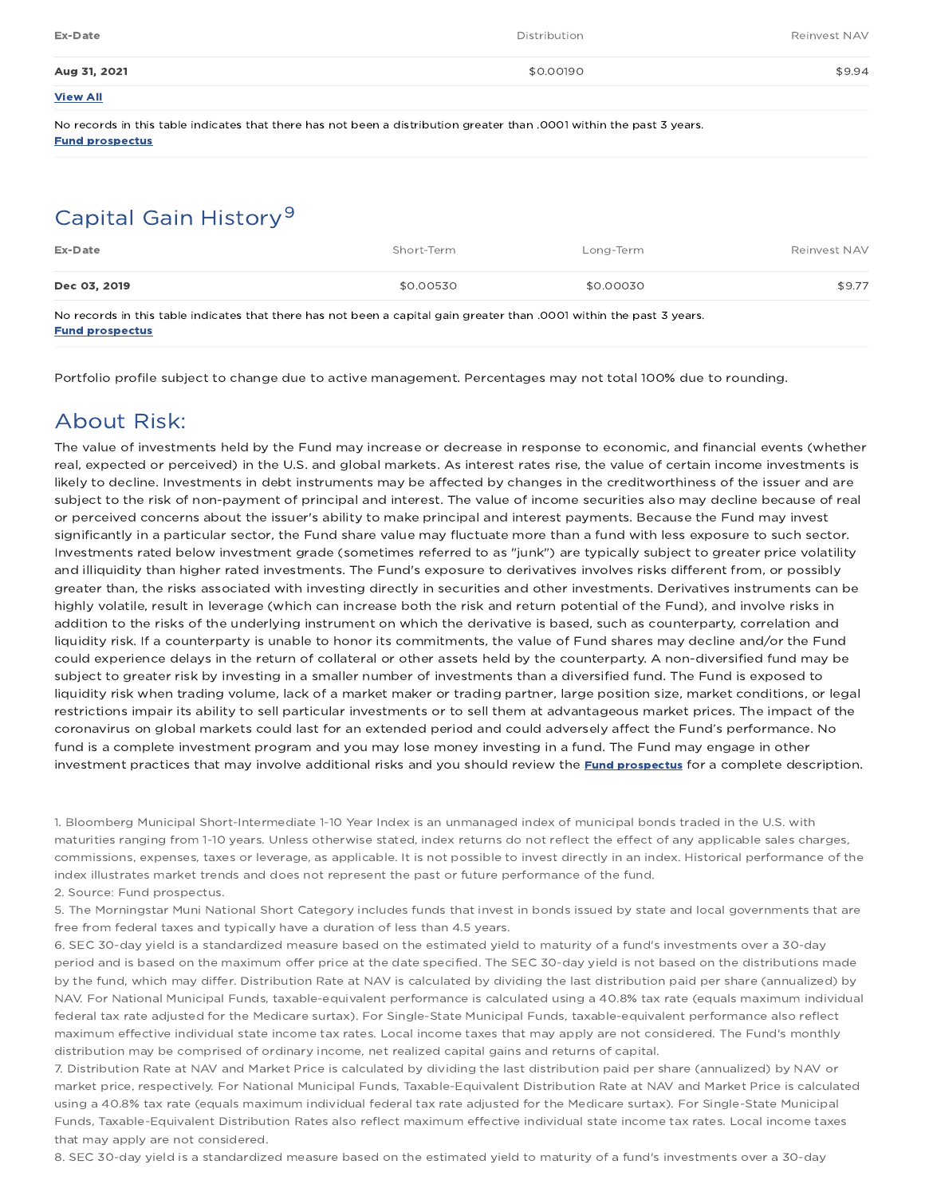| Ex-Date | Distribution | Reinvest NAV |
|---|---|---|
| **Aug 31, 2021** | $0.00190 | $9.94 |

**View All**

No records in this table indicates that there has not been a distribution greater than .0001 within the past 3 years.
**Fund prospectus**

## Capital Gain History[9]

| Ex-Date | Short-Term | Long-Term | Reinvest NAV |
|---|---|---|---|
| **Dec 03, 2019** | $0.00530 | $0.00030 | $9.77 |

No records in this table indicates that there has not been a capital gain greater than .0001 within the past 3 years.
**Fund prospectus**

Portfolio profile subject to change due to active management. Percentages may not total 100% due to rounding.

## About Risk:

The value of investments held by the Fund may increase or decrease in response to economic, and financial events (whether real, expected or perceived) in the U.S. and global markets. As interest rates rise, the value of certain income investments is likely to decline. Investments in debt instruments may be affected by changes in the creditworthiness of the issuer and are subject to the risk of non-payment of principal and interest. The value of income securities also may decline because of real or perceived concerns about the issuer's ability to make principal and interest payments. Because the Fund may invest significantly in a particular sector, the Fund share value may fluctuate more than a fund with less exposure to such sector. Investments rated below investment grade (sometimes referred to as "junk") are typically subject to greater price volatility and illiquidity than higher rated investments. The Fund's exposure to derivatives involves risks different from, or possibly greater than, the risks associated with investing directly in securities and other investments. Derivatives instruments can be highly volatile, result in leverage (which can increase both the risk and return potential of the Fund), and involve risks in addition to the risks of the underlying instrument on which the derivative is based, such as counterparty, correlation and liquidity risk. If a counterparty is unable to honor its commitments, the value of Fund shares may decline and/or the Fund could experience delays in the return of collateral or other assets held by the counterparty. A non-diversified fund may be subject to greater risk by investing in a smaller number of investments than a diversified fund. The Fund is exposed to liquidity risk when trading volume, lack of a market maker or trading partner, large position size, market conditions, or legal restrictions impair its ability to sell particular investments or to sell them at advantageous market prices. The impact of the coronavirus on global markets could last for an extended period and could adversely affect the Fund's performance. No fund is a complete investment program and you may lose money investing in a fund. The Fund may engage in other investment practices that may involve additional risks and you should review the **Fund prospectus** for a complete description.

1. Bloomberg Municipal Short-Intermediate 1-10 Year Index is an unmanaged index of municipal bonds traded in the U.S. with maturities ranging from 1-10 years. Unless otherwise stated, index returns do not reflect the effect of any applicable sales charges, commissions, expenses, taxes or leverage, as applicable. It is not possible to invest directly in an index. Historical performance of the index illustrates market trends and does not represent the past or future performance of the fund.
2. Source: Fund prospectus.
5. The Morningstar Muni National Short Category includes funds that invest in bonds issued by state and local governments that are free from federal taxes and typically have a duration of less than 4.5 years.
6. SEC 30-day yield is a standardized measure based on the estimated yield to maturity of a fund's investments over a 30-day period and is based on the maximum offer price at the date specified. The SEC 30-day yield is not based on the distributions made by the fund, which may differ. Distribution Rate at NAV is calculated by dividing the last distribution paid per share (annualized) by NAV. For National Municipal Funds, taxable-equivalent performance is calculated using a 40.8% tax rate (equals maximum individual federal tax rate adjusted for the Medicare surtax). For Single-State Municipal Funds, taxable-equivalent performance also reflect maximum effective individual state income tax rates. Local income taxes that may apply are not considered. The Fund's monthly distribution may be comprised of ordinary income, net realized capital gains and returns of capital.
7. Distribution Rate at NAV and Market Price is calculated by dividing the last distribution paid per share (annualized) by NAV or market price, respectively. For National Municipal Funds, Taxable-Equivalent Distribution Rate at NAV and Market Price is calculated using a 40.8% tax rate (equals maximum individual federal tax rate adjusted for the Medicare surtax). For Single-State Municipal Funds, Taxable-Equivalent Distribution Rates also reflect maximum effective individual state income tax rates. Local income taxes that may apply are not considered.
8. SEC 30-day yield is a standardized measure based on the estimated yield to maturity of a fund's investments over a 30-day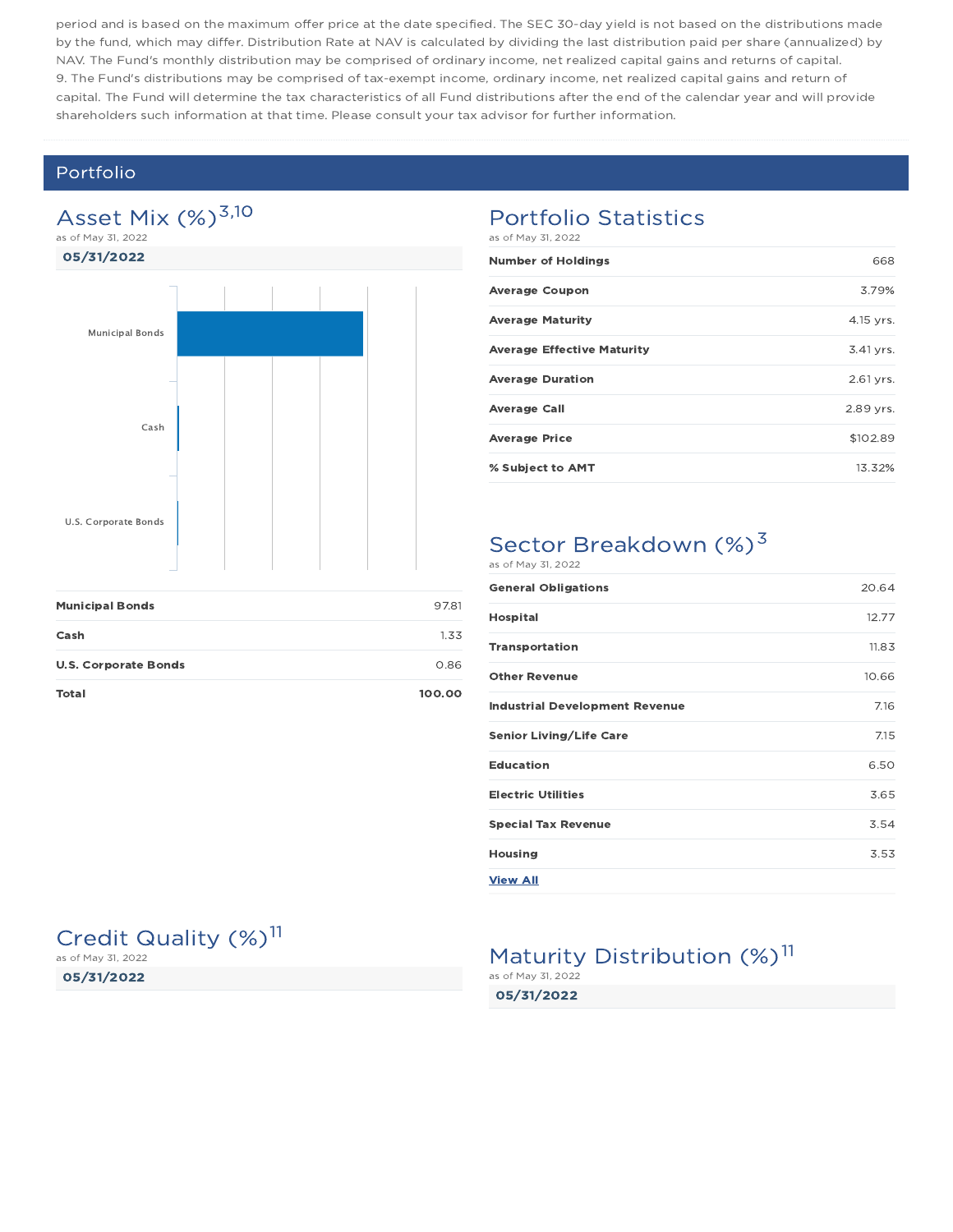period and is based on the maximum offer price at the date specified. The SEC 30-day yield is not based on the distributions made by the fund, which may differ. Distribution Rate at NAV is calculated by dividing the last distribution paid per share (annualized) by NAV. The Fund's monthly distribution may be comprised of ordinary income, net realized capital gains and returns of capital.

9. The Fund's distributions may be comprised of tax-exempt income, ordinary income, net realized capital gains and return of capital. The Fund will determine the tax characteristics of all Fund distributions after the end of the calendar year and will provide shareholders such information at that time. Please consult your tax advisor for further information.

## Portfolio

### Asset Mix (%)[3,10]

as of May 31, 2022

**05/31/2022**

| | |
|---|---|
| **Municipal Bonds** | 97.81 |
| **Cash** | 1.33 |
| **U.S. Corporate Bonds** | 0.86 |
| **Total** | **100.00** |

### Portfolio Statistics

as of May 31, 2022

| | |
|---|---|
| **Number of Holdings** | 668 |
| **Average Coupon** | 3.79% |
| **Average Maturity** | 4.15 yrs. |
| **Average Effective Maturity** | 3.41 yrs. |
| **Average Duration** | 2.61 yrs. |
| **Average Call** | 2.89 yrs. |
| **Average Price** | $102.89 |
| **% Subject to AMT** | 13.32% |

### Sector Breakdown (%)[3]

as of May 31, 2022

| | |
|---|---|
| **General Obligations** | 20.64 |
| **Hospital** | 12.77 |
| **Transportation** | 11.83 |
| **Other Revenue** | 10.66 |
| **Industrial Development Revenue** | 7.16 |
| **Senior Living/Life Care** | 7.15 |
| **Education** | 6.50 |
| **Electric Utilities** | 3.65 |
| **Special Tax Revenue** | 3.54 |
| **Housing** | 3.53 |

**View All**

### Credit Quality (%)[11]

as of May 31, 2022

**05/31/2022**

### Maturity Distribution (%)[11]

as of May 31, 2022

**05/31/2022**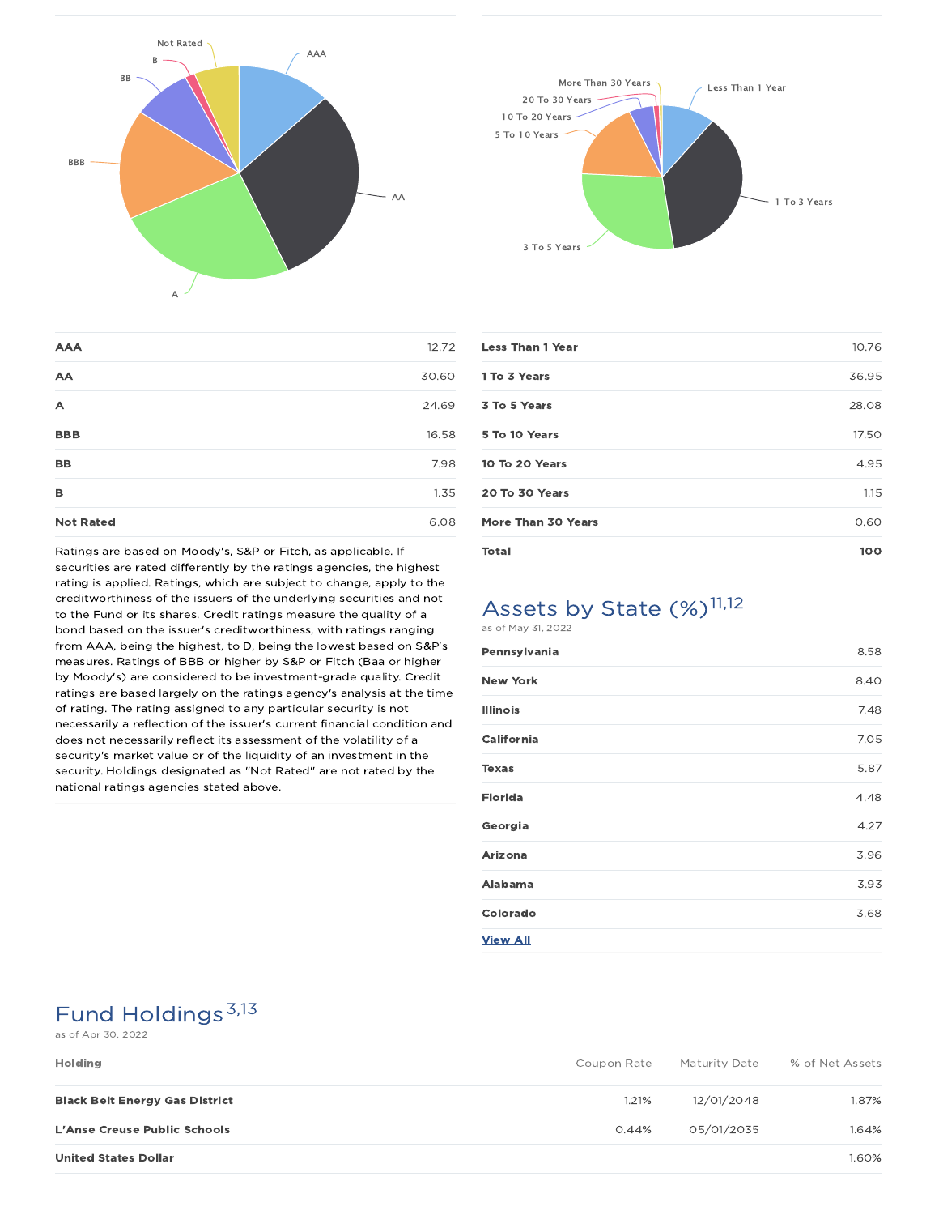| | |
|---|---|
| **AAA** | 12.72 |
| **AA** | 30.60 |
| **A** | 24.69 |
| **BBB** | 16.58 |
| **BB** | 7.98 |
| **B** | 1.35 |
| **Not Rated** | 6.08 |

Ratings are based on Moody's, S&P or Fitch, as applicable. If securities are rated differently by the ratings agencies, the highest rating is applied. Ratings, which are subject to change, apply to the creditworthiness of the issuers of the underlying securities and not to the Fund or its shares. Credit ratings measure the quality of a bond based on the issuer's creditworthiness, with ratings ranging from AAA, being the highest, to D, being the lowest based on S&P's measures. Ratings of BBB or higher by S&P or Fitch (Baa or higher by Moody's) are considered to be investment-grade quality. Credit ratings are based largely on the ratings agency's analysis at the time of rating. The rating assigned to any particular security is not necessarily a reflection of the issuer's current financial condition and does not necessarily reflect its assessment of the volatility of a security's market value or of the liquidity of an investment in the security. Holdings designated as "Not Rated" are not rated by the national ratings agencies stated above.

| | |
|---|---|
| **Less Than 1 Year** | 10.76 |
| **1 To 3 Years** | 36.95 |
| **3 To 5 Years** | 28.08 |
| **5 To 10 Years** | 17.50 |
| **10 To 20 Years** | 4.95 |
| **20 To 30 Years** | 1.15 |
| **More Than 30 Years** | 0.60 |
| **Total** | **100** |

## Assets by State (%)[11,12]

as of May 31, 2022

| | |
|---|---|
| **Pennsylvania** | 8.58 |
| **New York** | 8.40 |
| **Illinois** | 7.48 |
| **California** | 7.05 |
| **Texas** | 5.87 |
| **Florida** | 4.48 |
| **Georgia** | 4.27 |
| **Arizona** | 3.96 |
| **Alabama** | 3.93 |
| **Colorado** | 3.68 |

**View All**

## Fund Holdings[3,13]

as of Apr 30, 2022

| Holding | Coupon Rate | Maturity Date | % of Net Assets |
|---|---|---|---|
| **Black Belt Energy Gas District** | 1.21% | 12/01/2048 | 1.87% |
| **L'Anse Creuse Public Schools** | 0.44% | 05/01/2035 | 1.64% |
| **United States Dollar** | | | 1.60% |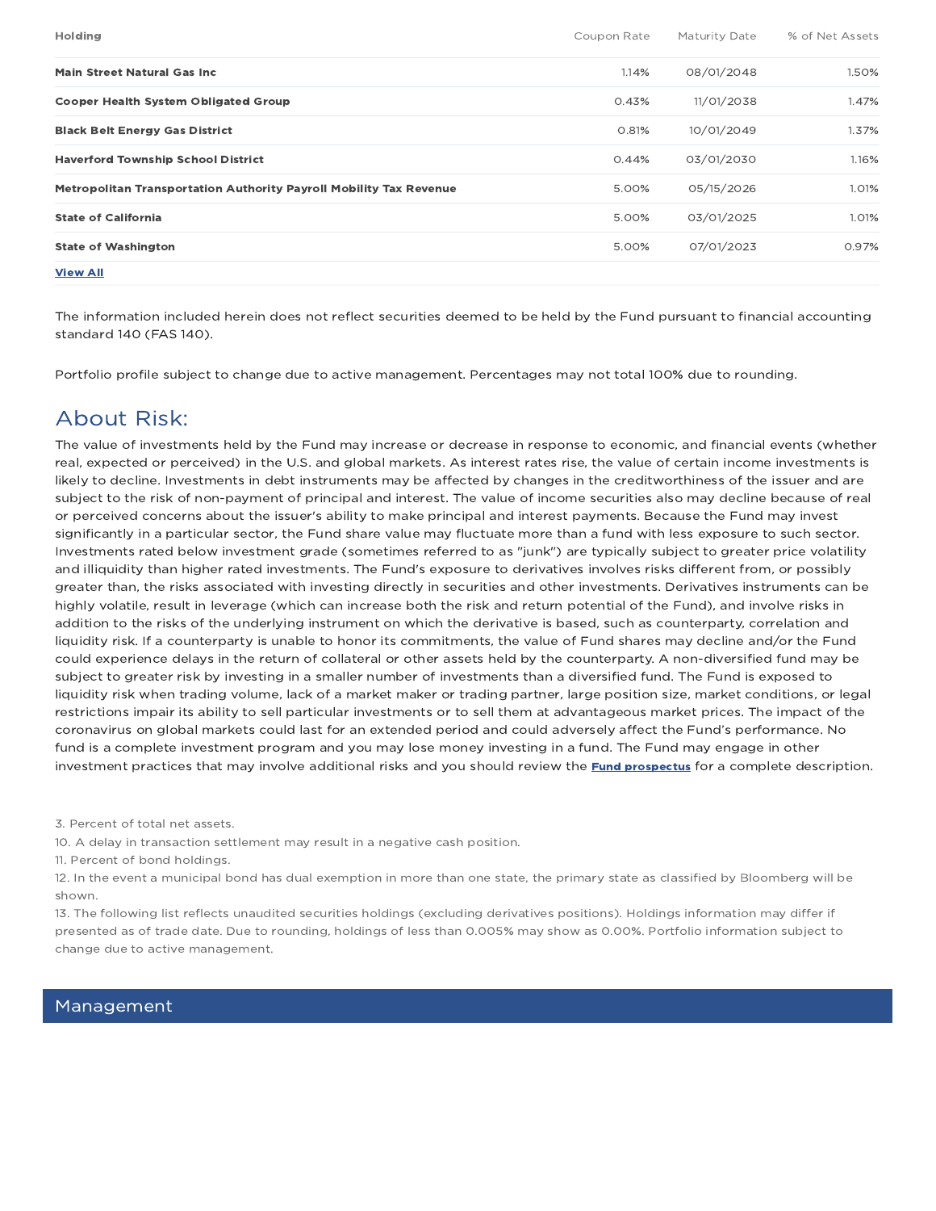| Holding | Coupon Rate | Maturity Date | % of Net Assets |
|---|---|---|---|
| **Main Street Natural Gas Inc** | 1.14% | 08/01/2048 | 1.50% |
| **Cooper Health System Obligated Group** | 0.43% | 11/01/2038 | 1.47% |
| **Black Belt Energy Gas District** | 0.81% | 10/01/2049 | 1.37% |
| **Haverford Township School District** | 0.44% | 03/01/2030 | 1.16% |
| **Metropolitan Transportation Authority Payroll Mobility Tax Revenue** | 5.00% | 05/15/2026 | 1.01% |
| **State of California** | 5.00% | 03/01/2025 | 1.01% |
| **State of Washington** | 5.00% | 07/01/2023 | 0.97% |

**View All**

The information included herein does not reflect securities deemed to be held by the Fund pursuant to financial accounting standard 140 (FAS 140).

Portfolio profile subject to change due to active management. Percentages may not total 100% due to rounding.

## About Risk:

The value of investments held by the Fund may increase or decrease in response to economic, and financial events (whether real, expected or perceived) in the U.S. and global markets. As interest rates rise, the value of certain income investments is likely to decline. Investments in debt instruments may be affected by changes in the creditworthiness of the issuer and are subject to the risk of non-payment of principal and interest. The value of income securities also may decline because of real or perceived concerns about the issuer's ability to make principal and interest payments. Because the Fund may invest significantly in a particular sector, the Fund share value may fluctuate more than a fund with less exposure to such sector. Investments rated below investment grade (sometimes referred to as "junk") are typically subject to greater price volatility and illiquidity than higher rated investments. The Fund's exposure to derivatives involves risks different from, or possibly greater than, the risks associated with investing directly in securities and other investments. Derivatives instruments can be highly volatile, result in leverage (which can increase both the risk and return potential of the Fund), and involve risks in addition to the risks of the underlying instrument on which the derivative is based, such as counterparty, correlation and liquidity risk. If a counterparty is unable to honor its commitments, the value of Fund shares may decline and/or the Fund could experience delays in the return of collateral or other assets held by the counterparty. A non-diversified fund may be subject to greater risk by investing in a smaller number of investments than a diversified fund. The Fund is exposed to liquidity risk when trading volume, lack of a market maker or trading partner, large position size, market conditions, or legal restrictions impair its ability to sell particular investments or to sell them at advantageous market prices. The impact of the coronavirus on global markets could last for an extended period and could adversely affect the Fund's performance. No fund is a complete investment program and you may lose money investing in a fund. The Fund may engage in other investment practices that may involve additional risks and you should review the **Fund prospectus** for a complete description.

3. Percent of total net assets.
10. A delay in transaction settlement may result in a negative cash position.
11. Percent of bond holdings.
12. In the event a municipal bond has dual exemption in more than one state, the primary state as classified by Bloomberg will be shown.
13. The following list reflects unaudited securities holdings (excluding derivatives positions). Holdings information may differ if presented as of trade date. Due to rounding, holdings of less than 0.005% may show as 0.00%. Portfolio information subject to change due to active management.

## Management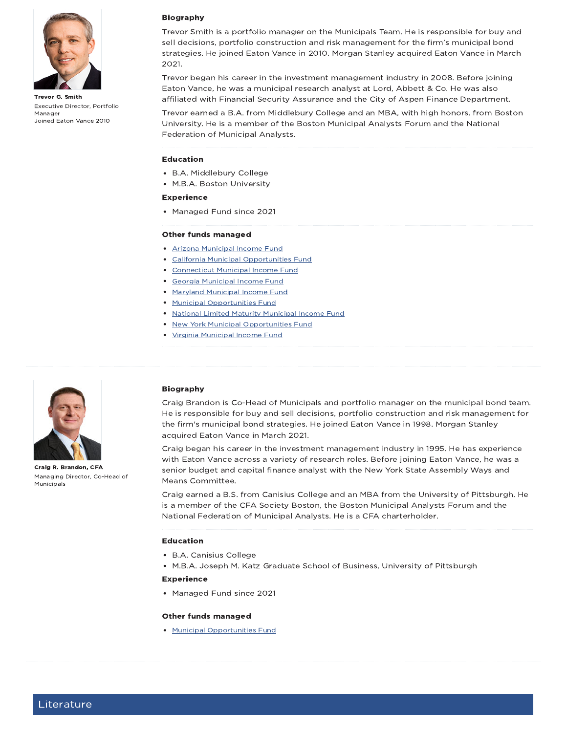**Trevor G. Smith**
Executive Director, Portfolio Manager
Joined Eaton Vance 2010

### Biography

Trevor Smith is a portfolio manager on the Municipals Team. He is responsible for buy and sell decisions, portfolio construction and risk management for the firm's municipal bond strategies. He joined Eaton Vance in 2010. Morgan Stanley acquired Eaton Vance in March 2021.

Trevor began his career in the investment management industry in 2008. Before joining Eaton Vance, he was a municipal research analyst at Lord, Abbett & Co. He was also affiliated with Financial Security Assurance and the City of Aspen Finance Department.

Trevor earned a B.A. from Middlebury College and an MBA, with high honors, from Boston University. He is a member of the Boston Municipal Analysts Forum and the National Federation of Municipal Analysts.

### Education

- B.A. Middlebury College
- M.B.A. Boston University

### Experience

- Managed Fund since 2021

### Other funds managed

- Arizona Municipal Income Fund
- California Municipal Opportunities Fund
- Connecticut Municipal Income Fund
- Georgia Municipal Income Fund
- Maryland Municipal Income Fund
- Municipal Opportunities Fund
- National Limited Maturity Municipal Income Fund
- New York Municipal Opportunities Fund
- Virginia Municipal Income Fund

---

**Craig R. Brandon, CFA**
Managing Director, Co-Head of Municipals

### Biography

Craig Brandon is Co-Head of Municipals and portfolio manager on the municipal bond team. He is responsible for buy and sell decisions, portfolio construction and risk management for the firm's municipal bond strategies. He joined Eaton Vance in 1998. Morgan Stanley acquired Eaton Vance in March 2021.

Craig began his career in the investment management industry in 1995. He has experience with Eaton Vance across a variety of research roles. Before joining Eaton Vance, he was a senior budget and capital finance analyst with the New York State Assembly Ways and Means Committee.

Craig earned a B.S. from Canisius College and an MBA from the University of Pittsburgh. He is a member of the CFA Society Boston, the Boston Municipal Analysts Forum and the National Federation of Municipal Analysts. He is a CFA charterholder.

### Education

- B.A. Canisius College
- M.B.A. Joseph M. Katz Graduate School of Business, University of Pittsburgh

### Experience

- Managed Fund since 2021

### Other funds managed

- Municipal Opportunities Fund

## Literature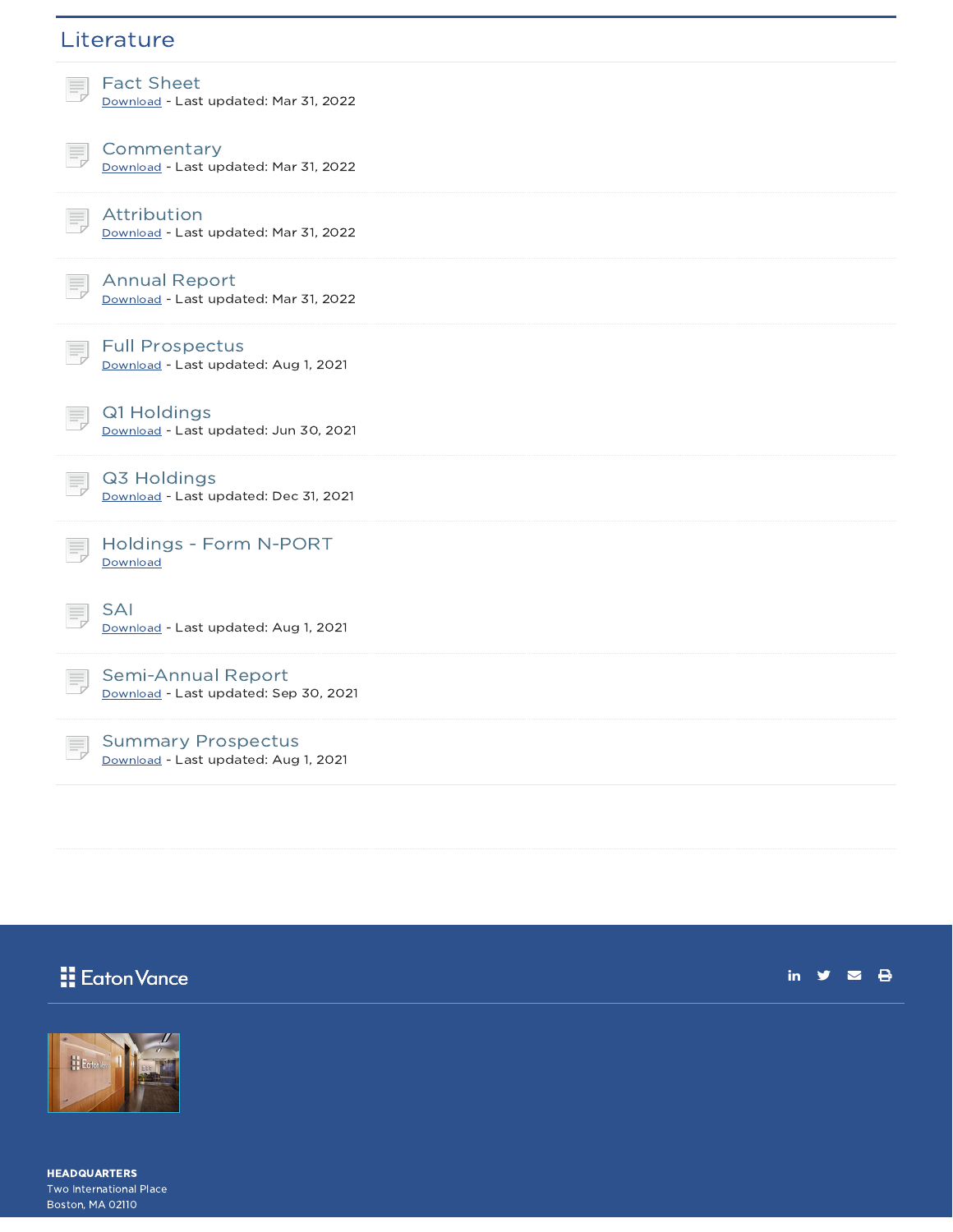## Literature

### Fact Sheet
Download - Last updated: Mar 31, 2022

### Commentary
Download - Last updated: Mar 31, 2022

### Attribution
Download - Last updated: Mar 31, 2022

### Annual Report
Download - Last updated: Mar 31, 2022

### Full Prospectus
Download - Last updated: Aug 1, 2021

### Q1 Holdings
Download - Last updated: Jun 30, 2021

### Q3 Holdings
Download - Last updated: Dec 31, 2021

### Holdings - Form N-PORT
Download

### SAI
Download - Last updated: Aug 1, 2021

### Semi-Annual Report
Download - Last updated: Sep 30, 2021

### Summary Prospectus
Download - Last updated: Aug 1, 2021

Eaton Vance

**HEADQUARTERS**
Two International Place
Boston, MA 02110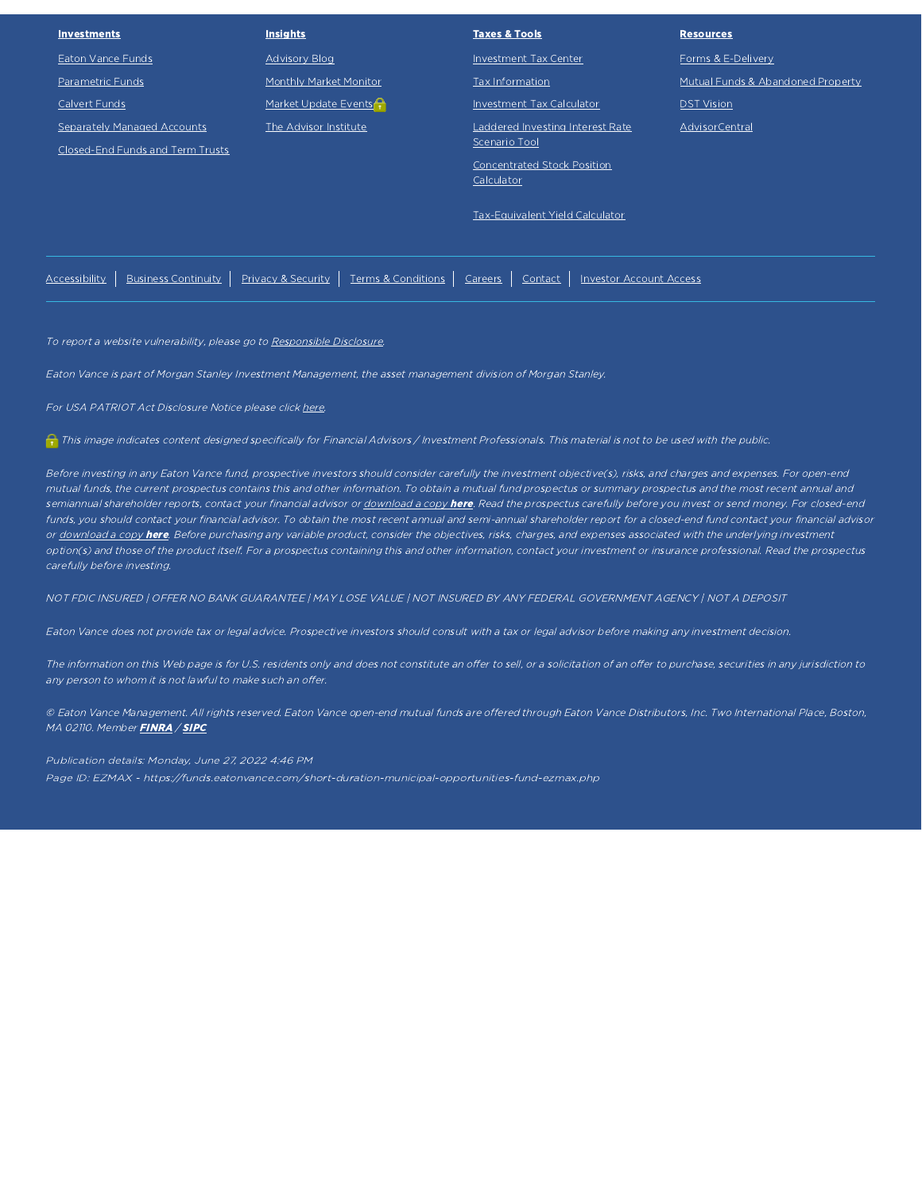**Investments**

- Eaton Vance Funds
- Parametric Funds
- Calvert Funds
- Separately Managed Accounts
- Closed-End Funds and Term Trusts

**Insights**

- Advisory Blog
- Monthly Market Monitor
- Market Update Events
- The Advisor Institute

**Taxes & Tools**

- Investment Tax Center
- Tax Information
- Investment Tax Calculator
- Laddered Investing Interest Rate Scenario Tool
- Concentrated Stock Position Calculator
- Tax-Equivalent Yield Calculator

**Resources**

- Forms & E-Delivery
- Mutual Funds & Abandoned Property
- DST Vision
- AdvisorCentral

---

Accessibility | Business Continuity | Privacy & Security | Terms & Conditions | Careers | Contact | Investor Account Access

---

*To report a website vulnerability, please go to Responsible Disclosure.*

*Eaton Vance is part of Morgan Stanley Investment Management, the asset management division of Morgan Stanley.*

*For USA PATRIOT Act Disclosure Notice please click here.*

*This image indicates content designed specifically for Financial Advisors / Investment Professionals. This material is not to be used with the public.*

*Before investing in any Eaton Vance fund, prospective investors should consider carefully the investment objective(s), risks, and charges and expenses. For open-end mutual funds, the current prospectus contains this and other information. To obtain a mutual fund prospectus or summary prospectus and the most recent annual and semiannual shareholder reports, contact your financial advisor or download a copy **here**. Read the prospectus carefully before you invest or send money. For closed-end funds, you should contact your financial advisor. To obtain the most recent annual and semi-annual shareholder report for a closed-end fund contact your financial advisor or download a copy **here**. Before purchasing any variable product, consider the objectives, risks, charges, and expenses associated with the underlying investment option(s) and those of the product itself. For a prospectus containing this and other information, contact your investment or insurance professional. Read the prospectus carefully before investing.*

*NOT FDIC INSURED | OFFER NO BANK GUARANTEE | MAY LOSE VALUE | NOT INSURED BY ANY FEDERAL GOVERNMENT AGENCY | NOT A DEPOSIT*

*Eaton Vance does not provide tax or legal advice. Prospective investors should consult with a tax or legal advisor before making any investment decision.*

*The information on this Web page is for U.S. residents only and does not constitute an offer to sell, or a solicitation of an offer to purchase, securities in any jurisdiction to any person to whom it is not lawful to make such an offer.*

*© Eaton Vance Management. All rights reserved. Eaton Vance open-end mutual funds are offered through Eaton Vance Distributors, Inc. Two International Place, Boston, MA 02110. Member **FINRA** / **SIPC***

*Publication details: Monday, June 27, 2022 4:46 PM*
*Page ID: EZMAX - https://funds.eatonvance.com/short-duration-municipal-opportunities-fund-ezmax.php*